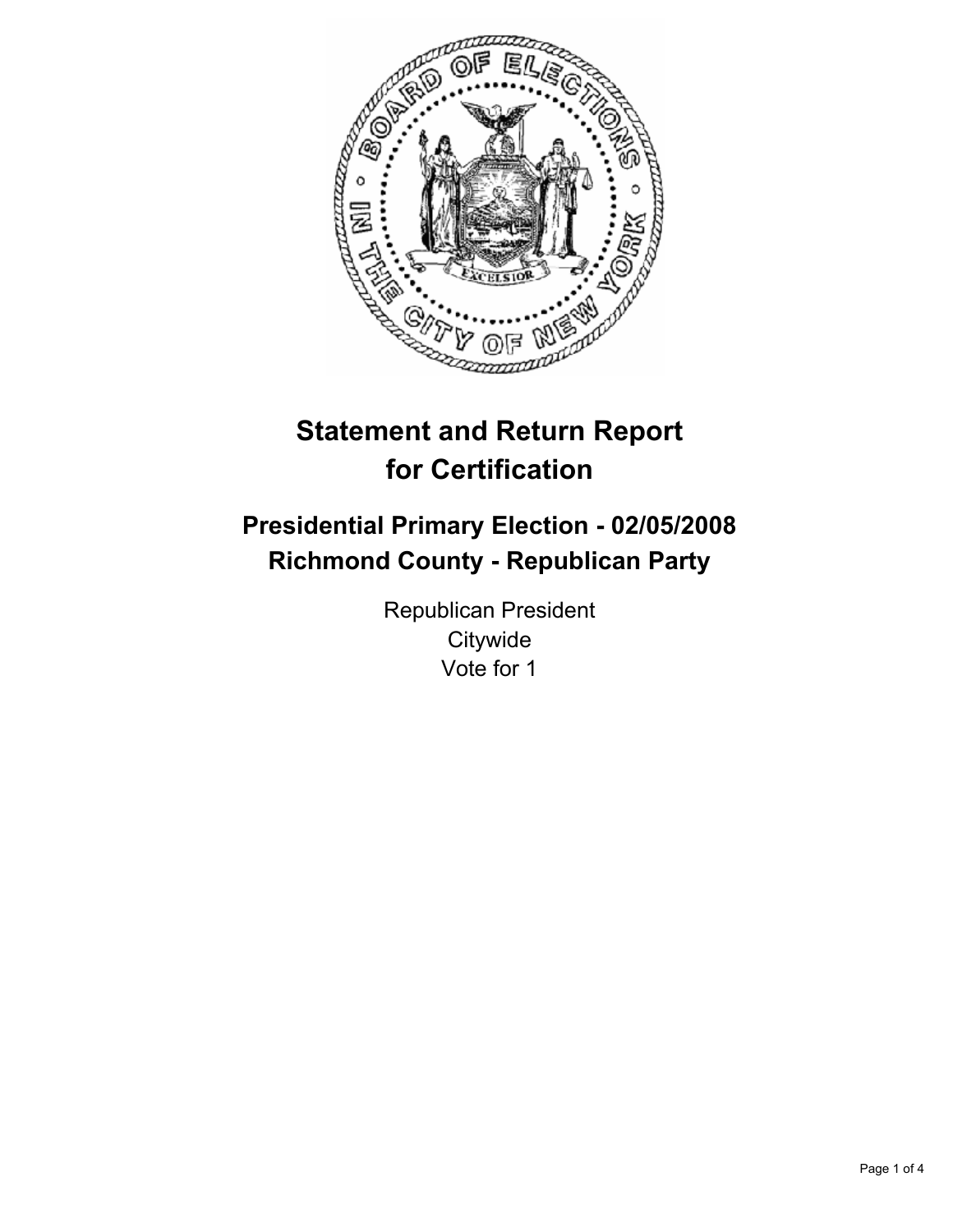# Statement and Return Report for Certification

## Presidential Primary Election - 02/05/2008
## Richmond County - Republican Party

Republican President
Citywide
Vote for 1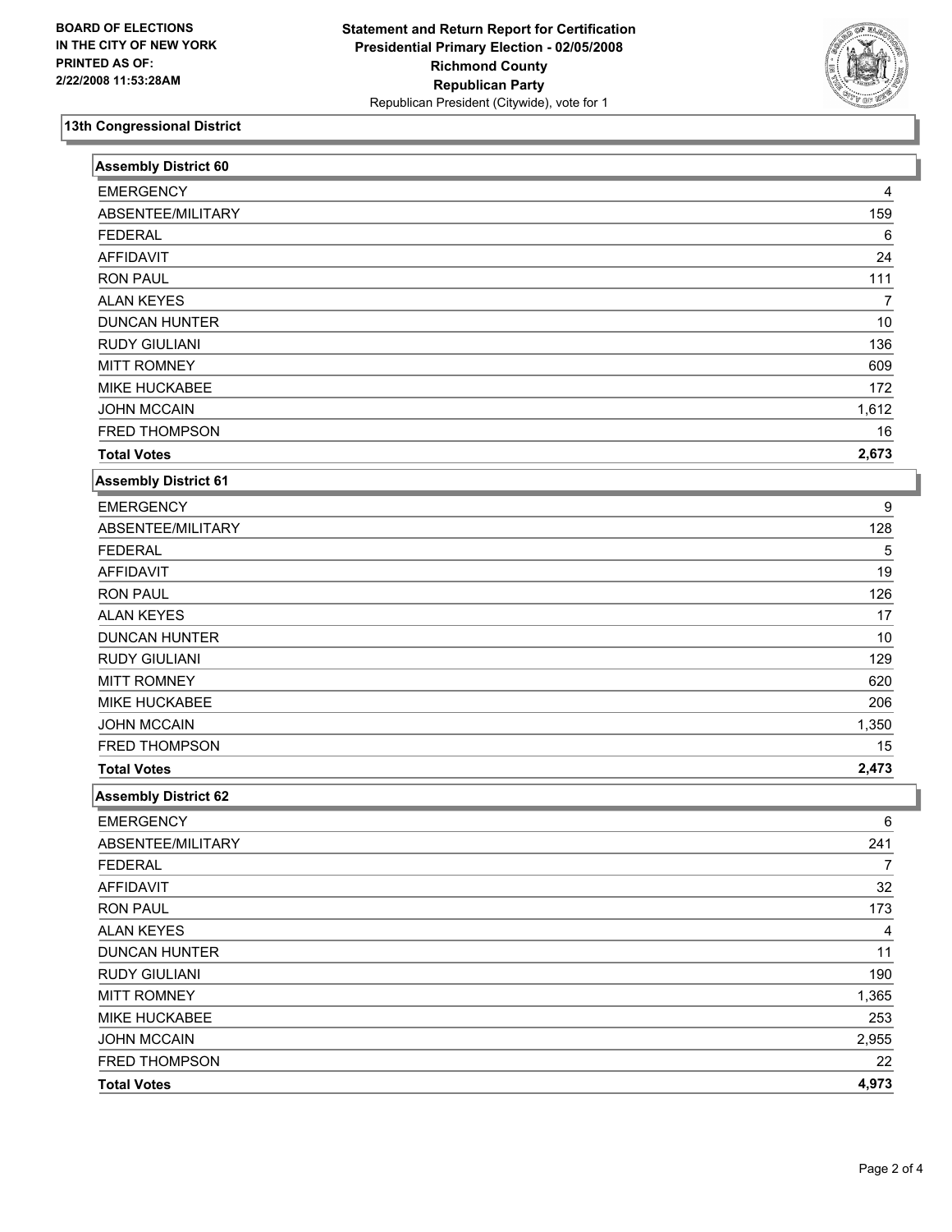BOARD OF ELECTIONS
IN THE CITY OF NEW YORK
PRINTED AS OF:
2/22/2008 11:53:28AM

**Statement and Return Report for Certification**
**Presidential Primary Election - 02/05/2008**
**Richmond County**
**Republican Party**
Republican President (Citywide), vote for 1

## 13th Congressional District

### Assembly District 60

| | |
|---|---|
| EMERGENCY | 4 |
| ABSENTEE/MILITARY | 159 |
| FEDERAL | 6 |
| AFFIDAVIT | 24 |
| RON PAUL | 111 |
| ALAN KEYES | 7 |
| DUNCAN HUNTER | 10 |
| RUDY GIULIANI | 136 |
| MITT ROMNEY | 609 |
| MIKE HUCKABEE | 172 |
| JOHN MCCAIN | 1,612 |
| FRED THOMPSON | 16 |
| **Total Votes** | **2,673** |

### Assembly District 61

| | |
|---|---|
| EMERGENCY | 9 |
| ABSENTEE/MILITARY | 128 |
| FEDERAL | 5 |
| AFFIDAVIT | 19 |
| RON PAUL | 126 |
| ALAN KEYES | 17 |
| DUNCAN HUNTER | 10 |
| RUDY GIULIANI | 129 |
| MITT ROMNEY | 620 |
| MIKE HUCKABEE | 206 |
| JOHN MCCAIN | 1,350 |
| FRED THOMPSON | 15 |
| **Total Votes** | **2,473** |

### Assembly District 62

| | |
|---|---|
| EMERGENCY | 6 |
| ABSENTEE/MILITARY | 241 |
| FEDERAL | 7 |
| AFFIDAVIT | 32 |
| RON PAUL | 173 |
| ALAN KEYES | 4 |
| DUNCAN HUNTER | 11 |
| RUDY GIULIANI | 190 |
| MITT ROMNEY | 1,365 |
| MIKE HUCKABEE | 253 |
| JOHN MCCAIN | 2,955 |
| FRED THOMPSON | 22 |
| **Total Votes** | **4,973** |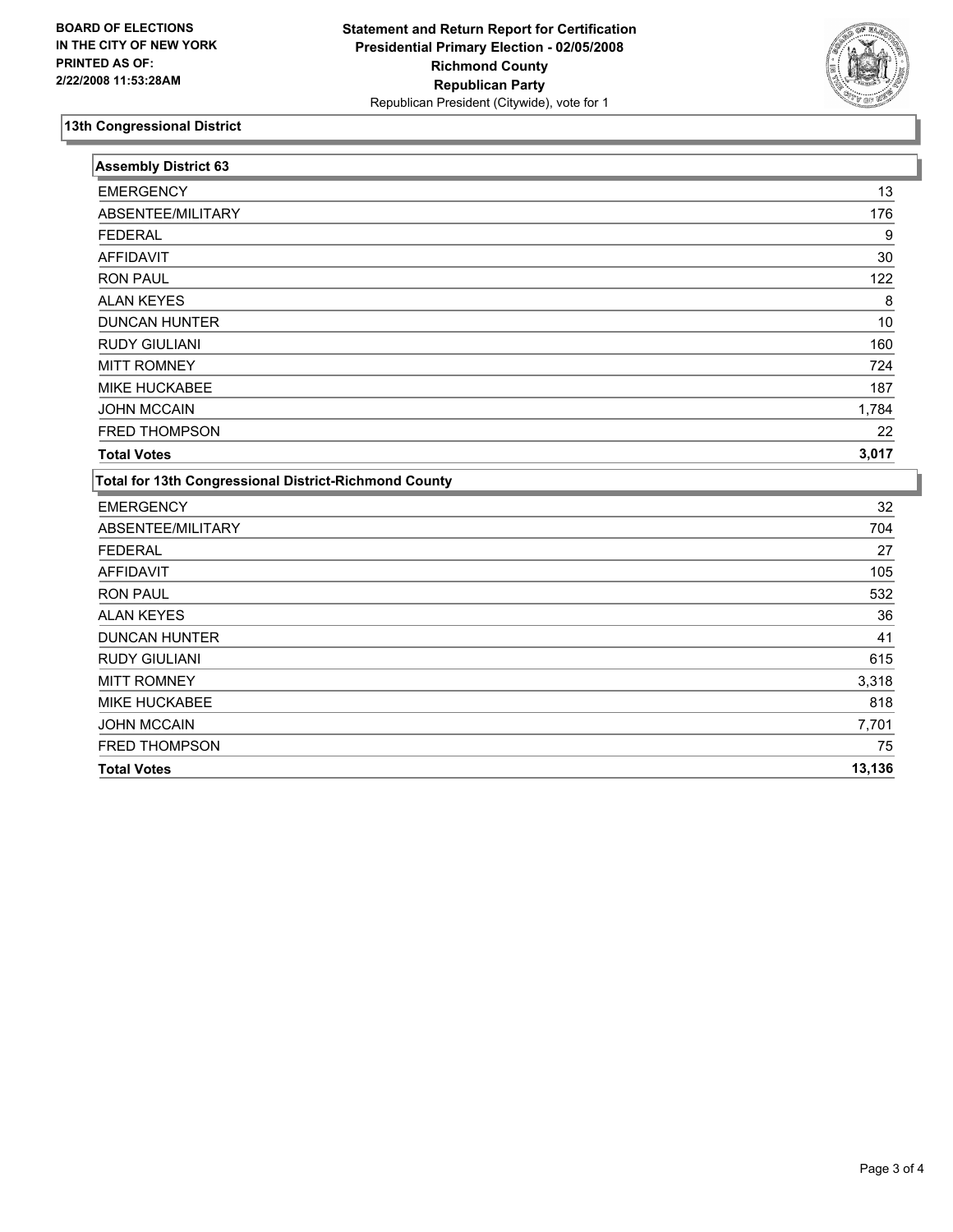**BOARD OF ELECTIONS IN THE CITY OF NEW YORK PRINTED AS OF: 2/22/2008 11:53:28AM**

**Statement and Return Report for Certification**
**Presidential Primary Election - 02/05/2008**
**Richmond County**
**Republican Party**
Republican President (Citywide), vote for 1

## 13th Congressional District

### Assembly District 63

| | |
|---|---|
| EMERGENCY | 13 |
| ABSENTEE/MILITARY | 176 |
| FEDERAL | 9 |
| AFFIDAVIT | 30 |
| RON PAUL | 122 |
| ALAN KEYES | 8 |
| DUNCAN HUNTER | 10 |
| RUDY GIULIANI | 160 |
| MITT ROMNEY | 724 |
| MIKE HUCKABEE | 187 |
| JOHN MCCAIN | 1,784 |
| FRED THOMPSON | 22 |
| **Total Votes** | **3,017** |

### Total for 13th Congressional District-Richmond County

| | |
|---|---|
| EMERGENCY | 32 |
| ABSENTEE/MILITARY | 704 |
| FEDERAL | 27 |
| AFFIDAVIT | 105 |
| RON PAUL | 532 |
| ALAN KEYES | 36 |
| DUNCAN HUNTER | 41 |
| RUDY GIULIANI | 615 |
| MITT ROMNEY | 3,318 |
| MIKE HUCKABEE | 818 |
| JOHN MCCAIN | 7,701 |
| FRED THOMPSON | 75 |
| **Total Votes** | **13,136** |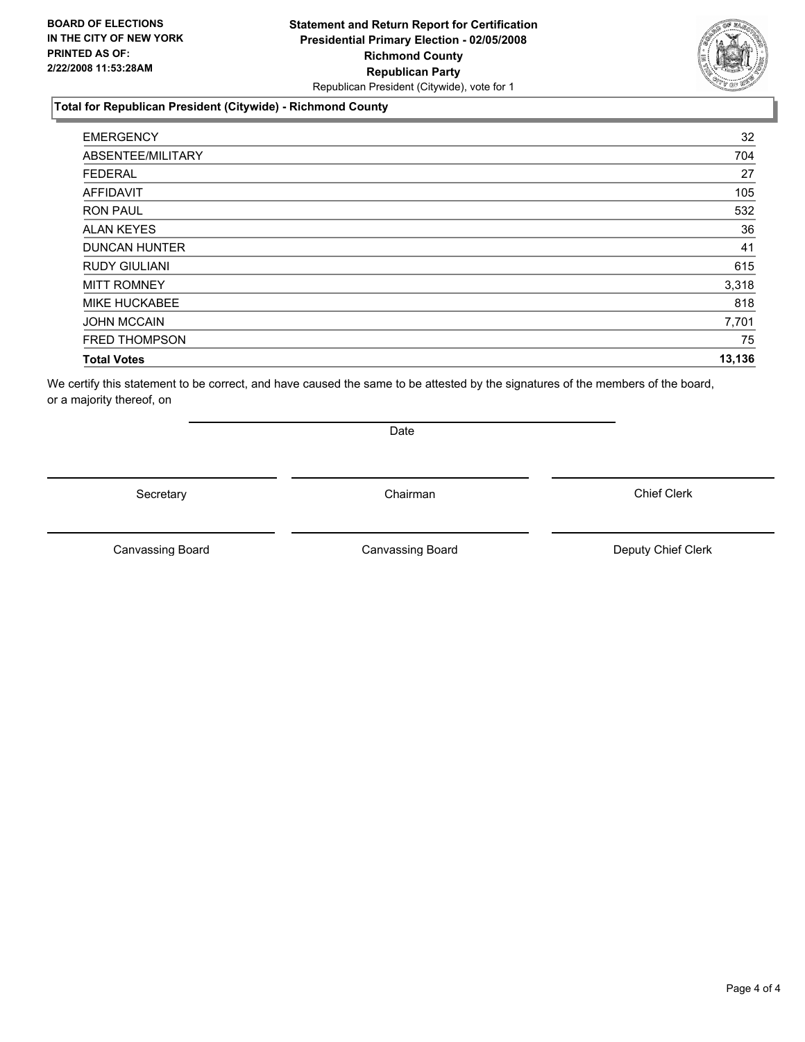**BOARD OF ELECTIONS IN THE CITY OF NEW YORK PRINTED AS OF: 2/22/2008 11:53:28AM**

**Statement and Return Report for Certification**
**Presidential Primary Election - 02/05/2008**
**Richmond County**
**Republican Party**
Republican President (Citywide), vote for 1

### Total for Republican President (Citywide) - Richmond County

| | |
|---|---|
| EMERGENCY | 32 |
| ABSENTEE/MILITARY | 704 |
| FEDERAL | 27 |
| AFFIDAVIT | 105 |
| RON PAUL | 532 |
| ALAN KEYES | 36 |
| DUNCAN HUNTER | 41 |
| RUDY GIULIANI | 615 |
| MITT ROMNEY | 3,318 |
| MIKE HUCKABEE | 818 |
| JOHN MCCAIN | 7,701 |
| FRED THOMPSON | 75 |
| **Total Votes** | **13,136** |

We certify this statement to be correct, and have caused the same to be attested by the signatures of the members of the board, or a majority thereof, on

Date

Secretary

Chairman

Chief Clerk

Canvassing Board

Canvassing Board

Deputy Chief Clerk